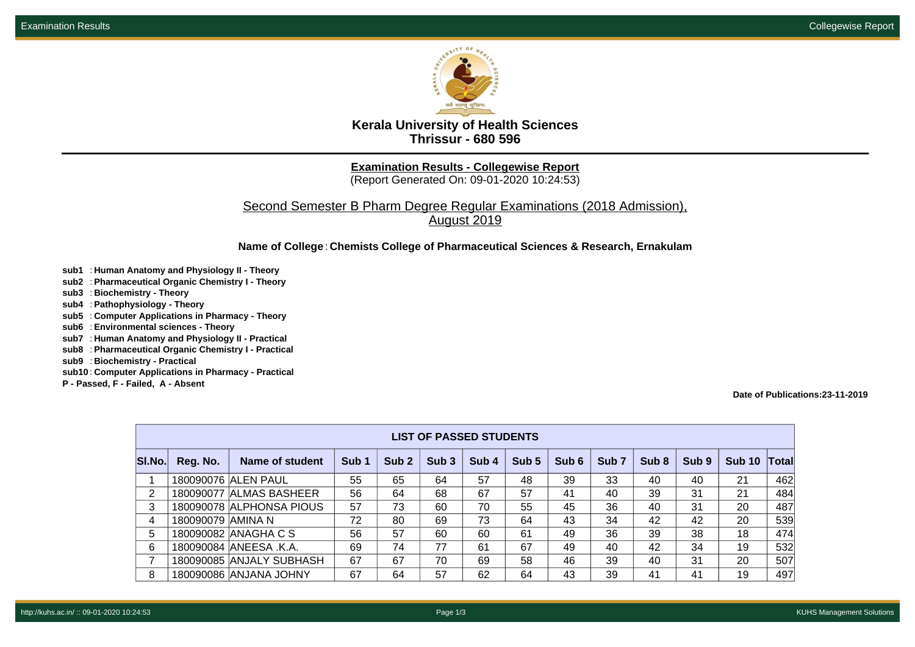# Kerala University of Health Sciences
## Thrissur - 680 596

**Examination Results - Collegewise Report**
(Report Generated On: 09-01-2020 10:24:53)

Second Semester B Pharm Degree Regular Examinations (2018 Admission), August 2019

**Name of College** : **Chemists College of Pharmaceutical Sciences & Research, Ernakulam**

**sub1** : **Human Anatomy and Physiology II - Theory**
**sub2** : **Pharmaceutical Organic Chemistry I - Theory**
**sub3** : **Biochemistry - Theory**
**sub4** : **Pathophysiology - Theory**
**sub5** : **Computer Applications in Pharmacy - Theory**
**sub6** : **Environmental sciences - Theory**
**sub7** : **Human Anatomy and Physiology II - Practical**
**sub8** : **Pharmaceutical Organic Chemistry I - Practical**
**sub9** : **Biochemistry - Practical**
**sub10** : **Computer Applications in Pharmacy - Practical**
**P - Passed, F - Failed, A - Absent**

**Date of Publications:23-11-2019**

**LIST OF PASSED STUDENTS**

| Sl.No. | Reg. No. | Name of student | Sub 1 | Sub 2 | Sub 3 | Sub 4 | Sub 5 | Sub 6 | Sub 7 | Sub 8 | Sub 9 | Sub 10 | Total |
|---|---|---|---|---|---|---|---|---|---|---|---|---|---|
| 1 | 180090076 | ALEN PAUL | 55 | 65 | 64 | 57 | 48 | 39 | 33 | 40 | 40 | 21 | 462 |
| 2 | 180090077 | ALMAS BASHEER | 56 | 64 | 68 | 67 | 57 | 41 | 40 | 39 | 31 | 21 | 484 |
| 3 | 180090078 | ALPHONSA PIOUS | 57 | 73 | 60 | 70 | 55 | 45 | 36 | 40 | 31 | 20 | 487 |
| 4 | 180090079 | AMINA N | 72 | 80 | 69 | 73 | 64 | 43 | 34 | 42 | 42 | 20 | 539 |
| 5 | 180090082 | ANAGHA C S | 56 | 57 | 60 | 60 | 61 | 49 | 36 | 39 | 38 | 18 | 474 |
| 6 | 180090084 | ANEESA .K.A. | 69 | 74 | 77 | 61 | 67 | 49 | 40 | 42 | 34 | 19 | 532 |
| 7 | 180090085 | ANJALY SUBHASH | 67 | 67 | 70 | 69 | 58 | 46 | 39 | 40 | 31 | 20 | 507 |
| 8 | 180090086 | ANJANA JOHNY | 67 | 64 | 57 | 62 | 64 | 43 | 39 | 41 | 41 | 19 | 497 |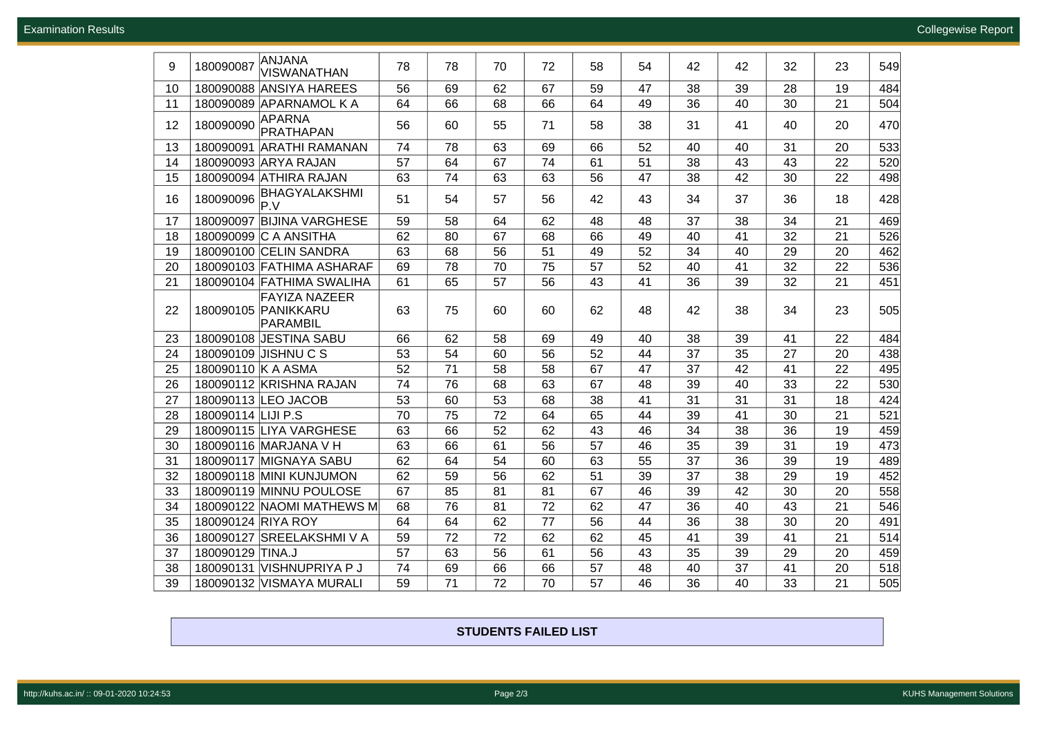| | | | | | | | | | | | | | |
|---|---|---|---|---|---|---|---|---|---|---|---|---|---|
| 9 | 180090087 | ANJANA VISWANATHAN | 78 | 78 | 70 | 72 | 58 | 54 | 42 | 42 | 32 | 23 | 549 |
| 10 | 180090088 | ANSIYA HAREES | 56 | 69 | 62 | 67 | 59 | 47 | 38 | 39 | 28 | 19 | 484 |
| 11 | 180090089 | APARNAMOL K A | 64 | 66 | 68 | 66 | 64 | 49 | 36 | 40 | 30 | 21 | 504 |
| 12 | 180090090 | APARNA PRATHAPAN | 56 | 60 | 55 | 71 | 58 | 38 | 31 | 41 | 40 | 20 | 470 |
| 13 | 180090091 | ARATHI RAMANAN | 74 | 78 | 63 | 69 | 66 | 52 | 40 | 40 | 31 | 20 | 533 |
| 14 | 180090093 | ARYA RAJAN | 57 | 64 | 67 | 74 | 61 | 51 | 38 | 43 | 43 | 22 | 520 |
| 15 | 180090094 | ATHIRA RAJAN | 63 | 74 | 63 | 63 | 56 | 47 | 38 | 42 | 30 | 22 | 498 |
| 16 | 180090096 | BHAGYALAKSHMI P.V | 51 | 54 | 57 | 56 | 42 | 43 | 34 | 37 | 36 | 18 | 428 |
| 17 | 180090097 | BIJINA VARGHESE | 59 | 58 | 64 | 62 | 48 | 48 | 37 | 38 | 34 | 21 | 469 |
| 18 | 180090099 | C A ANSITHA | 62 | 80 | 67 | 68 | 66 | 49 | 40 | 41 | 32 | 21 | 526 |
| 19 | 180090100 | CELIN SANDRA | 63 | 68 | 56 | 51 | 49 | 52 | 34 | 40 | 29 | 20 | 462 |
| 20 | 180090103 | FATHIMA ASHARAF | 69 | 78 | 70 | 75 | 57 | 52 | 40 | 41 | 32 | 22 | 536 |
| 21 | 180090104 | FATHIMA SWALIHA | 61 | 65 | 57 | 56 | 43 | 41 | 36 | 39 | 32 | 21 | 451 |
| 22 | 180090105 | FAYIZA NAZEER PANIKKARU PARAMBIL | 63 | 75 | 60 | 60 | 62 | 48 | 42 | 38 | 34 | 23 | 505 |
| 23 | 180090108 | JESTINA SABU | 66 | 62 | 58 | 69 | 49 | 40 | 38 | 39 | 41 | 22 | 484 |
| 24 | 180090109 | JISHNU C S | 53 | 54 | 60 | 56 | 52 | 44 | 37 | 35 | 27 | 20 | 438 |
| 25 | 180090110 | K A ASMA | 52 | 71 | 58 | 58 | 67 | 47 | 37 | 42 | 41 | 22 | 495 |
| 26 | 180090112 | KRISHNA RAJAN | 74 | 76 | 68 | 63 | 67 | 48 | 39 | 40 | 33 | 22 | 530 |
| 27 | 180090113 | LEO JACOB | 53 | 60 | 53 | 68 | 38 | 41 | 31 | 31 | 31 | 18 | 424 |
| 28 | 180090114 | LIJI P.S | 70 | 75 | 72 | 64 | 65 | 44 | 39 | 41 | 30 | 21 | 521 |
| 29 | 180090115 | LIYA VARGHESE | 63 | 66 | 52 | 62 | 43 | 46 | 34 | 38 | 36 | 19 | 459 |
| 30 | 180090116 | MARJANA V H | 63 | 66 | 61 | 56 | 57 | 46 | 35 | 39 | 31 | 19 | 473 |
| 31 | 180090117 | MIGNAYA SABU | 62 | 64 | 54 | 60 | 63 | 55 | 37 | 36 | 39 | 19 | 489 |
| 32 | 180090118 | MINI KUNJUMON | 62 | 59 | 56 | 62 | 51 | 39 | 37 | 38 | 29 | 19 | 452 |
| 33 | 180090119 | MINNU POULOSE | 67 | 85 | 81 | 81 | 67 | 46 | 39 | 42 | 30 | 20 | 558 |
| 34 | 180090122 | NAOMI MATHEWS M | 68 | 76 | 81 | 72 | 62 | 47 | 36 | 40 | 43 | 21 | 546 |
| 35 | 180090124 | RIYA ROY | 64 | 64 | 62 | 77 | 56 | 44 | 36 | 38 | 30 | 20 | 491 |
| 36 | 180090127 | SREELAKSHMI V A | 59 | 72 | 72 | 62 | 62 | 45 | 41 | 39 | 41 | 21 | 514 |
| 37 | 180090129 | TINA.J | 57 | 63 | 56 | 61 | 56 | 43 | 35 | 39 | 29 | 20 | 459 |
| 38 | 180090131 | VISHNUPRIYA P J | 74 | 69 | 66 | 66 | 57 | 48 | 40 | 37 | 41 | 20 | 518 |
| 39 | 180090132 | VISMAYA MURALI | 59 | 71 | 72 | 70 | 57 | 46 | 36 | 40 | 33 | 21 | 505 |

**STUDENTS FAILED LIST**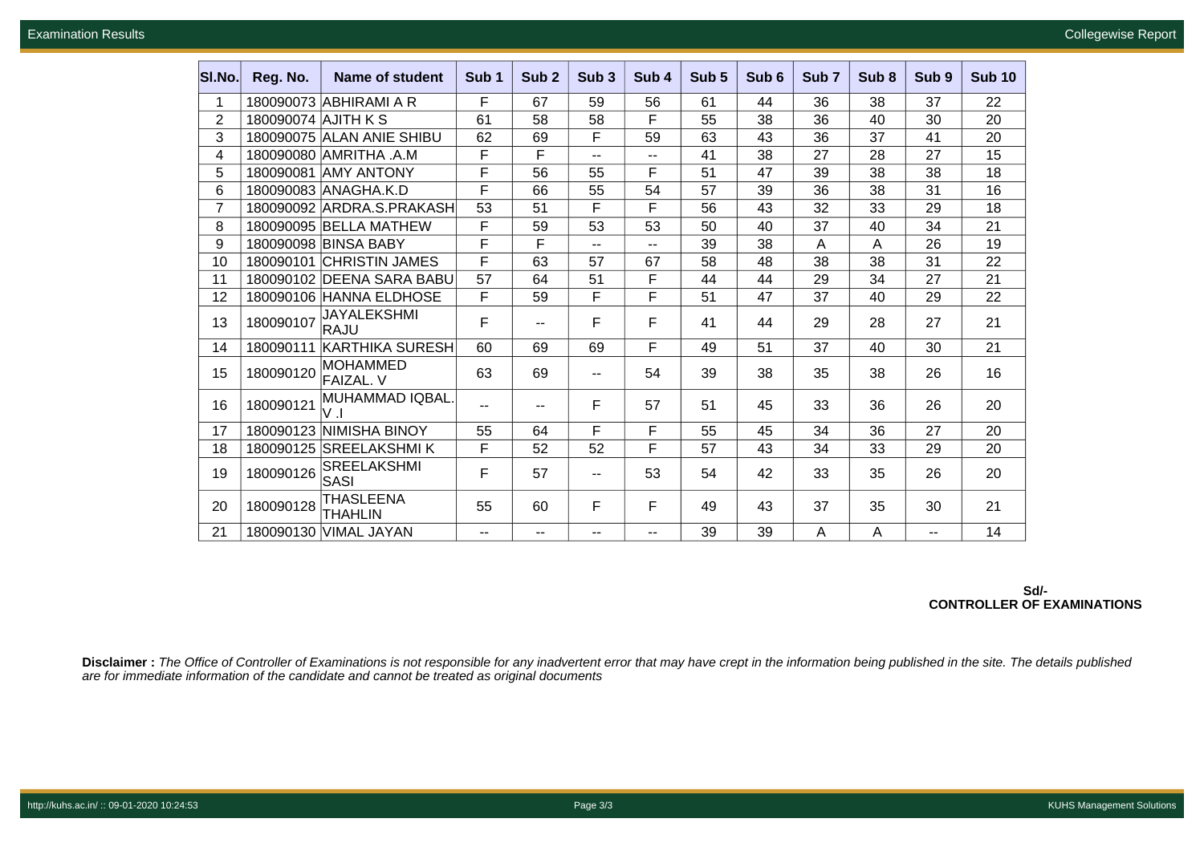| Sl.No. | Reg. No. | Name of student | Sub 1 | Sub 2 | Sub 3 | Sub 4 | Sub 5 | Sub 6 | Sub 7 | Sub 8 | Sub 9 | Sub 10 |
|---|---|---|---|---|---|---|---|---|---|---|---|---|
| 1 | 180090073 | ABHIRAMI A R | F | 67 | 59 | 56 | 61 | 44 | 36 | 38 | 37 | 22 |
| 2 | 180090074 | AJITH K S | 61 | 58 | 58 | F | 55 | 38 | 36 | 40 | 30 | 20 |
| 3 | 180090075 | ALAN ANIE SHIBU | 62 | 69 | F | 59 | 63 | 43 | 36 | 37 | 41 | 20 |
| 4 | 180090080 | AMRITHA .A.M | F | F | -- | -- | 41 | 38 | 27 | 28 | 27 | 15 |
| 5 | 180090081 | AMY ANTONY | F | 56 | 55 | F | 51 | 47 | 39 | 38 | 38 | 18 |
| 6 | 180090083 | ANAGHA.K.D | F | 66 | 55 | 54 | 57 | 39 | 36 | 38 | 31 | 16 |
| 7 | 180090092 | ARDRA.S.PRAKASH | 53 | 51 | F | F | 56 | 43 | 32 | 33 | 29 | 18 |
| 8 | 180090095 | BELLA MATHEW | F | 59 | 53 | 53 | 50 | 40 | 37 | 40 | 34 | 21 |
| 9 | 180090098 | BINSA BABY | F | F | -- | -- | 39 | 38 | A | A | 26 | 19 |
| 10 | 180090101 | CHRISTIN JAMES | F | 63 | 57 | 67 | 58 | 48 | 38 | 38 | 31 | 22 |
| 11 | 180090102 | DEENA SARA BABU | 57 | 64 | 51 | F | 44 | 44 | 29 | 34 | 27 | 21 |
| 12 | 180090106 | HANNA ELDHOSE | F | 59 | F | F | 51 | 47 | 37 | 40 | 29 | 22 |
| 13 | 180090107 | JAYALEKSHMI RAJU | F | -- | F | F | 41 | 44 | 29 | 28 | 27 | 21 |
| 14 | 180090111 | KARTHIKA SURESH | 60 | 69 | 69 | F | 49 | 51 | 37 | 40 | 30 | 21 |
| 15 | 180090120 | MOHAMMED FAIZAL. V | 63 | 69 | -- | 54 | 39 | 38 | 35 | 38 | 26 | 16 |
| 16 | 180090121 | MUHAMMAD IQBAL. V .I | -- | -- | F | 57 | 51 | 45 | 33 | 36 | 26 | 20 |
| 17 | 180090123 | NIMISHA BINOY | 55 | 64 | F | F | 55 | 45 | 34 | 36 | 27 | 20 |
| 18 | 180090125 | SREELAKSHMI K | F | 52 | 52 | F | 57 | 43 | 34 | 33 | 29 | 20 |
| 19 | 180090126 | SREELAKSHMI SASI | F | 57 | -- | 53 | 54 | 42 | 33 | 35 | 26 | 20 |
| 20 | 180090128 | THASLEENA THAHLIN | 55 | 60 | F | F | 49 | 43 | 37 | 35 | 30 | 21 |
| 21 | 180090130 | VIMAL JAYAN | -- | -- | -- | -- | 39 | 39 | A | A | -- | 14 |

**Sd/-**
**CONTROLLER OF EXAMINATIONS**

**Disclaimer :** *The Office of Controller of Examinations is not responsible for any inadvertent error that may have crept in the information being published in the site. The details published are for immediate information of the candidate and cannot be treated as original documents*